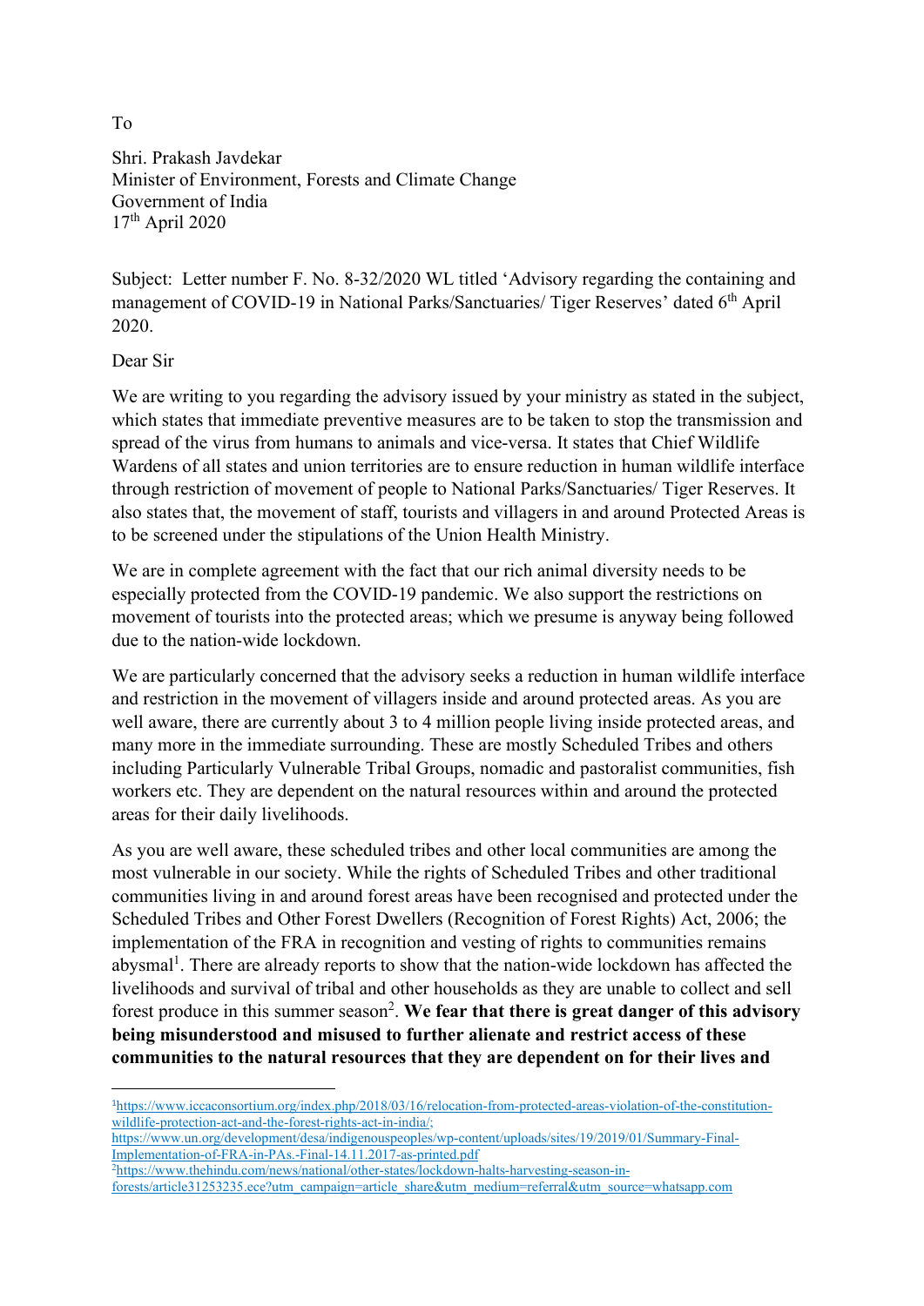To

Shri. Prakash Javdekar
Minister of Environment, Forests and Climate Change
Government of India
17th April 2020

Subject: Letter number F. No. 8-32/2020 WL titled 'Advisory regarding the containing and management of COVID-19 in National Parks/Sanctuaries/ Tiger Reserves' dated 6th April 2020.

Dear Sir

We are writing to you regarding the advisory issued by your ministry as stated in the subject, which states that immediate preventive measures are to be taken to stop the transmission and spread of the virus from humans to animals and vice-versa. It states that Chief Wildlife Wardens of all states and union territories are to ensure reduction in human wildlife interface through restriction of movement of people to National Parks/Sanctuaries/ Tiger Reserves. It also states that, the movement of staff, tourists and villagers in and around Protected Areas is to be screened under the stipulations of the Union Health Ministry.

We are in complete agreement with the fact that our rich animal diversity needs to be especially protected from the COVID-19 pandemic. We also support the restrictions on movement of tourists into the protected areas; which we presume is anyway being followed due to the nation-wide lockdown.

We are particularly concerned that the advisory seeks a reduction in human wildlife interface and restriction in the movement of villagers inside and around protected areas. As you are well aware, there are currently about 3 to 4 million people living inside protected areas, and many more in the immediate surrounding. These are mostly Scheduled Tribes and others including Particularly Vulnerable Tribal Groups, nomadic and pastoralist communities, fish workers etc. They are dependent on the natural resources within and around the protected areas for their daily livelihoods.

As you are well aware, these scheduled tribes and other local communities are among the most vulnerable in our society. While the rights of Scheduled Tribes and other traditional communities living in and around forest areas have been recognised and protected under the Scheduled Tribes and Other Forest Dwellers (Recognition of Forest Rights) Act, 2006; the implementation of the FRA in recognition and vesting of rights to communities remains abysmal[1]. There are already reports to show that the nation-wide lockdown has affected the livelihoods and survival of tribal and other households as they are unable to collect and sell forest produce in this summer season[2]. **We fear that there is great danger of this advisory being misunderstood and misused to further alienate and restrict access of these communities to the natural resources that they are dependent on for their lives and**

---

[1] https://www.iccaconsortium.org/index.php/2018/03/16/relocation-from-protected-areas-violation-of-the-constitution-wildlife-protection-act-and-the-forest-rights-act-in-india/;
https://www.un.org/development/desa/indigenouspeoples/wp-content/uploads/sites/19/2019/01/Summary-Final-Implementation-of-FRA-in-PAs.-Final-14.11.2017-as-printed.pdf

[2] https://www.thehindu.com/news/national/other-states/lockdown-halts-harvesting-season-in-forests/article31253235.ece?utm_campaign=article_share&utm_medium=referral&utm_source=whatsapp.com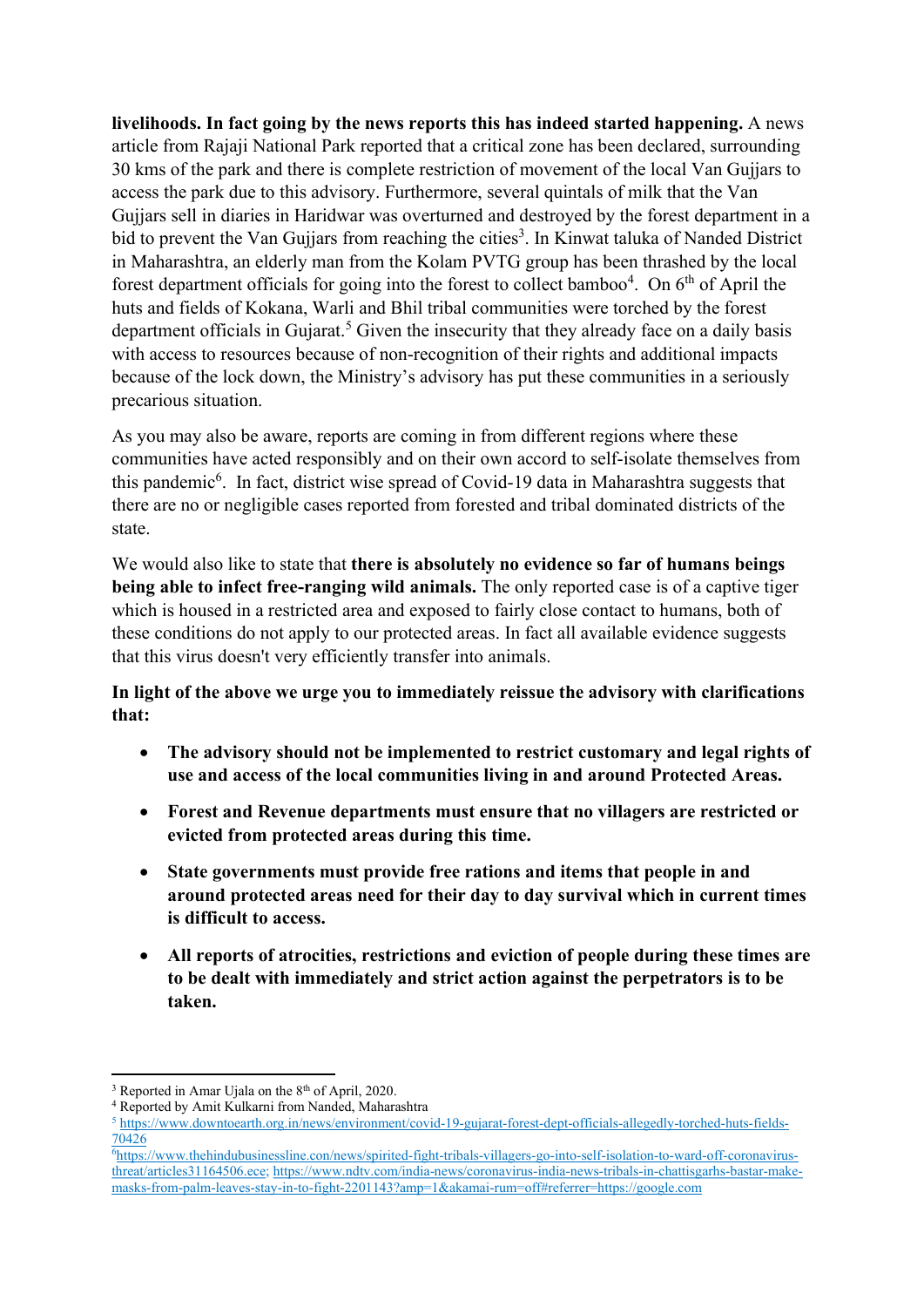**livelihoods. In fact going by the news reports this has indeed started happening.** A news article from Rajaji National Park reported that a critical zone has been declared, surrounding 30 kms of the park and there is complete restriction of movement of the local Van Gujjars to access the park due to this advisory. Furthermore, several quintals of milk that the Van Gujjars sell in diaries in Haridwar was overturned and destroyed by the forest department in a bid to prevent the Van Gujjars from reaching the cities[3]. In Kinwat taluka of Nanded District in Maharashtra, an elderly man from the Kolam PVTG group has been thrashed by the local forest department officials for going into the forest to collect bamboo[4]. On 6th of April the huts and fields of Kokana, Warli and Bhil tribal communities were torched by the forest department officials in Gujarat.[5] Given the insecurity that they already face on a daily basis with access to resources because of non-recognition of their rights and additional impacts because of the lock down, the Ministry's advisory has put these communities in a seriously precarious situation.

As you may also be aware, reports are coming in from different regions where these communities have acted responsibly and on their own accord to self-isolate themselves from this pandemic[6]. In fact, district wise spread of Covid-19 data in Maharashtra suggests that there are no or negligible cases reported from forested and tribal dominated districts of the state.

We would also like to state that **there is absolutely no evidence so far of humans beings being able to infect free-ranging wild animals.** The only reported case is of a captive tiger which is housed in a restricted area and exposed to fairly close contact to humans, both of these conditions do not apply to our protected areas. In fact all available evidence suggests that this virus doesn't very efficiently transfer into animals.

**In light of the above we urge you to immediately reissue the advisory with clarifications that:**

- **The advisory should not be implemented to restrict customary and legal rights of use and access of the local communities living in and around Protected Areas.**
- **Forest and Revenue departments must ensure that no villagers are restricted or evicted from protected areas during this time.**
- **State governments must provide free rations and items that people in and around protected areas need for their day to day survival which in current times is difficult to access.**
- **All reports of atrocities, restrictions and eviction of people during these times are to be dealt with immediately and strict action against the perpetrators is to be taken.**

---

[3] Reported in Amar Ujala on the 8th of April, 2020.

[4] Reported by Amit Kulkarni from Nanded, Maharashtra

[5] https://www.downtoearth.org.in/news/environment/covid-19-gujarat-forest-dept-officials-allegedly-torched-huts-fields-70426

[6] https://www.thehindubusinessline.com/news/spirited-fight-tribals-villagers-go-into-self-isolation-to-ward-off-coronavirus-threat/articles31164506.ece; https://www.ndtv.com/india-news/coronavirus-india-news-tribals-in-chattisgarhs-bastar-make-masks-from-palm-leaves-stay-in-to-fight-2201143?amp=1&akamai-rum=off#referrer=https://google.com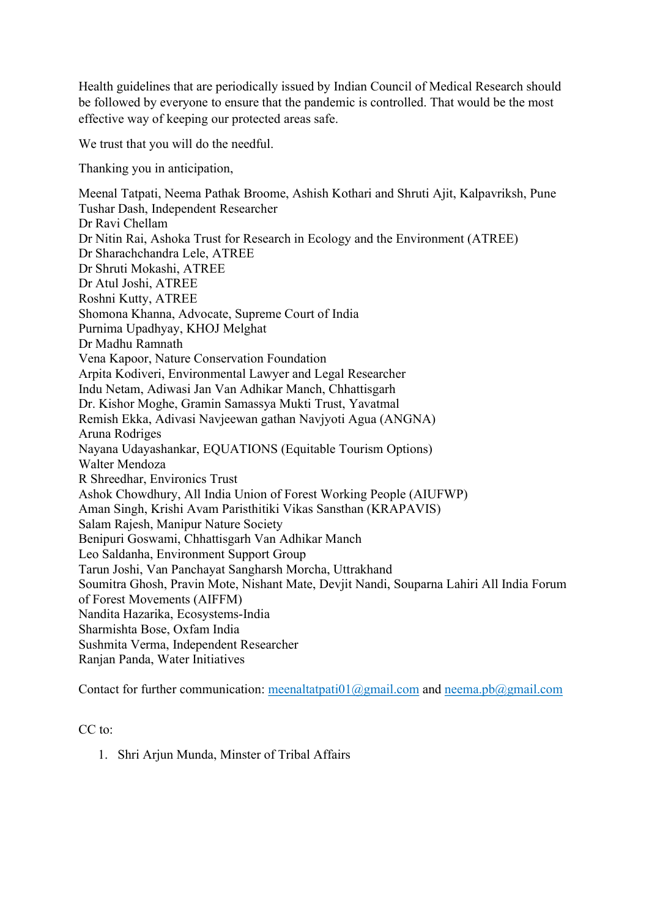Health guidelines that are periodically issued by Indian Council of Medical Research should be followed by everyone to ensure that the pandemic is controlled. That would be the most effective way of keeping our protected areas safe.

We trust that you will do the needful.

Thanking you in anticipation,

Meenal Tatpati, Neema Pathak Broome, Ashish Kothari and Shruti Ajit, Kalpavriksh, Pune  
Tushar Dash, Independent Researcher  
Dr Ravi Chellam  
Dr Nitin Rai, Ashoka Trust for Research in Ecology and the Environment (ATREE)  
Dr Sharachchandra Lele, ATREE  
Dr Shruti Mokashi, ATREE  
Dr Atul Joshi, ATREE  
Roshni Kutty, ATREE  
Shomona Khanna, Advocate, Supreme Court of India  
Purnima Upadhyay, KHOJ Melghat  
Dr Madhu Ramnath  
Vena Kapoor, Nature Conservation Foundation  
Arpita Kodiveri, Environmental Lawyer and Legal Researcher  
Indu Netam, Adiwasi Jan Van Adhikar Manch, Chhattisgarh  
Dr. Kishor Moghe, Gramin Samassya Mukti Trust, Yavatmal  
Remish Ekka, Adivasi Navjeewan gathan Navjyoti Agua (ANGNA)  
Aruna Rodriges  
Nayana Udayashankar, EQUATIONS (Equitable Tourism Options)  
Walter Mendoza  
R Shreedhar, Environics Trust  
Ashok Chowdhury, All India Union of Forest Working People (AIUFWP)  
Aman Singh, Krishi Avam Paristhitiki Vikas Sansthan (KRAPAVIS)  
Salam Rajesh, Manipur Nature Society  
Benipuri Goswami, Chhattisgarh Van Adhikar Manch  
Leo Saldanha, Environment Support Group  
Tarun Joshi, Van Panchayat Sangharsh Morcha, Uttrakhand  
Soumitra Ghosh, Pravin Mote, Nishant Mate, Devjit Nandi, Souparna Lahiri All India Forum of Forest Movements (AIFFM)  
Nandita Hazarika, Ecosystems-India  
Sharmishta Bose, Oxfam India  
Sushmita Verma, Independent Researcher  
Ranjan Panda, Water Initiatives

Contact for further communication: meenaltatpati01@gmail.com and neema.pb@gmail.com

CC to:

1. Shri Arjun Munda, Minster of Tribal Affairs